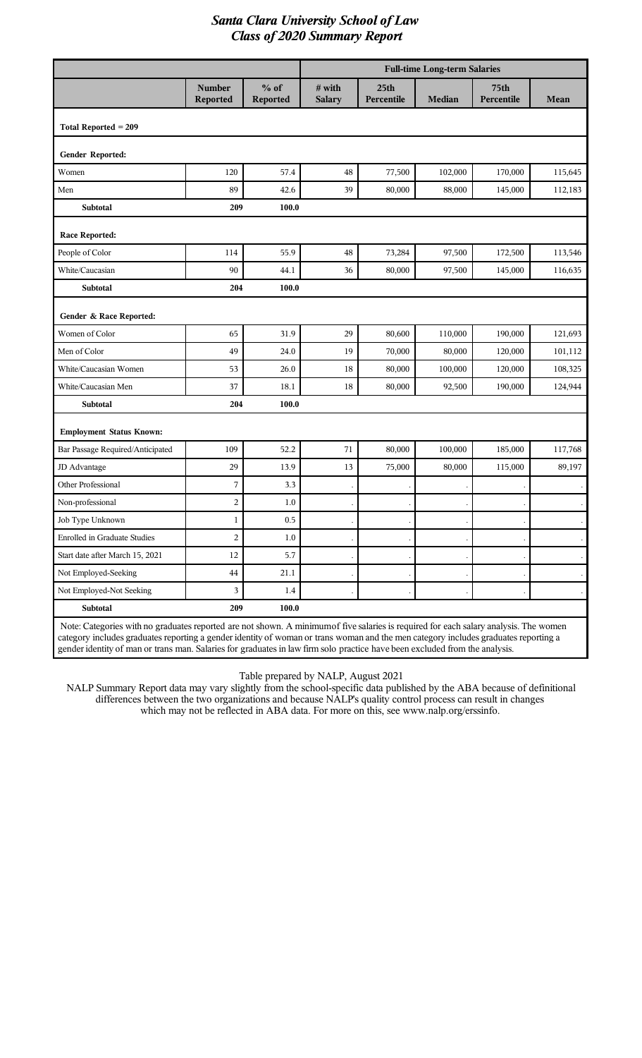# Santa Clara University School of Law
## Class of 2020 Summary Report

| | Number Reported | % of Reported | Full-time Long-term Salaries | | | | |
|---|---|---|---|---|---|---|---|
| | | | # with Salary | 25th Percentile | Median | 75th Percentile | Mean |
| **Total Reported = 209** | | | | | | | |
| **Gender Reported:** | | | | | | | |
| Women | 120 | 57.4 | 48 | 77,500 | 102,000 | 170,000 | 115,645 |
| Men | 89 | 42.6 | 39 | 80,000 | 88,000 | 145,000 | 112,183 |
| **Subtotal** | **209** | **100.0** | | | | | |
| **Race Reported:** | | | | | | | |
| People of Color | 114 | 55.9 | 48 | 73,284 | 97,500 | 172,500 | 113,546 |
| White/Caucasian | 90 | 44.1 | 36 | 80,000 | 97,500 | 145,000 | 116,635 |
| **Subtotal** | **204** | **100.0** | | | | | |
| **Gender & Race Reported:** | | | | | | | |
| Women of Color | 65 | 31.9 | 29 | 80,600 | 110,000 | 190,000 | 121,693 |
| Men of Color | 49 | 24.0 | 19 | 70,000 | 80,000 | 120,000 | 101,112 |
| White/Caucasian Women | 53 | 26.0 | 18 | 80,000 | 100,000 | 120,000 | 108,325 |
| White/Caucasian Men | 37 | 18.1 | 18 | 80,000 | 92,500 | 190,000 | 124,944 |
| **Subtotal** | **204** | **100.0** | | | | | |
| **Employment Status Known:** | | | | | | | |
| Bar Passage Required/Anticipated | 109 | 52.2 | 71 | 80,000 | 100,000 | 185,000 | 117,768 |
| JD Advantage | 29 | 13.9 | 13 | 75,000 | 80,000 | 115,000 | 89,197 |
| Other Professional | 7 | 3.3 | . | . | . | . | . |
| Non-professional | 2 | 1.0 | . | . | . | . | . |
| Job Type Unknown | 1 | 0.5 | . | . | . | . | . |
| Enrolled in Graduate Studies | 2 | 1.0 | . | . | . | . | . |
| Start date after March 15, 2021 | 12 | 5.7 | . | . | . | . | . |
| Not Employed-Seeking | 44 | 21.1 | . | . | . | . | . |
| Not Employed-Not Seeking | 3 | 1.4 | . | . | . | . | . |
| **Subtotal** | **209** | **100.0** | | | | | |

Note: Categories with no graduates reported are not shown. A minimum of five salaries is required for each salary analysis. The women category includes graduates reporting a gender identity of woman or trans woman and the men category includes graduates reporting a gender identity of man or trans man. Salaries for graduates in law firm solo practice have been excluded from the analysis.

Table prepared by NALP, August 2021

NALP Summary Report data may vary slightly from the school-specific data published by the ABA because of definitional differences between the two organizations and because NALP's quality control process can result in changes which may not be reflected in ABA data. For more on this, see www.nalp.org/erssinfo.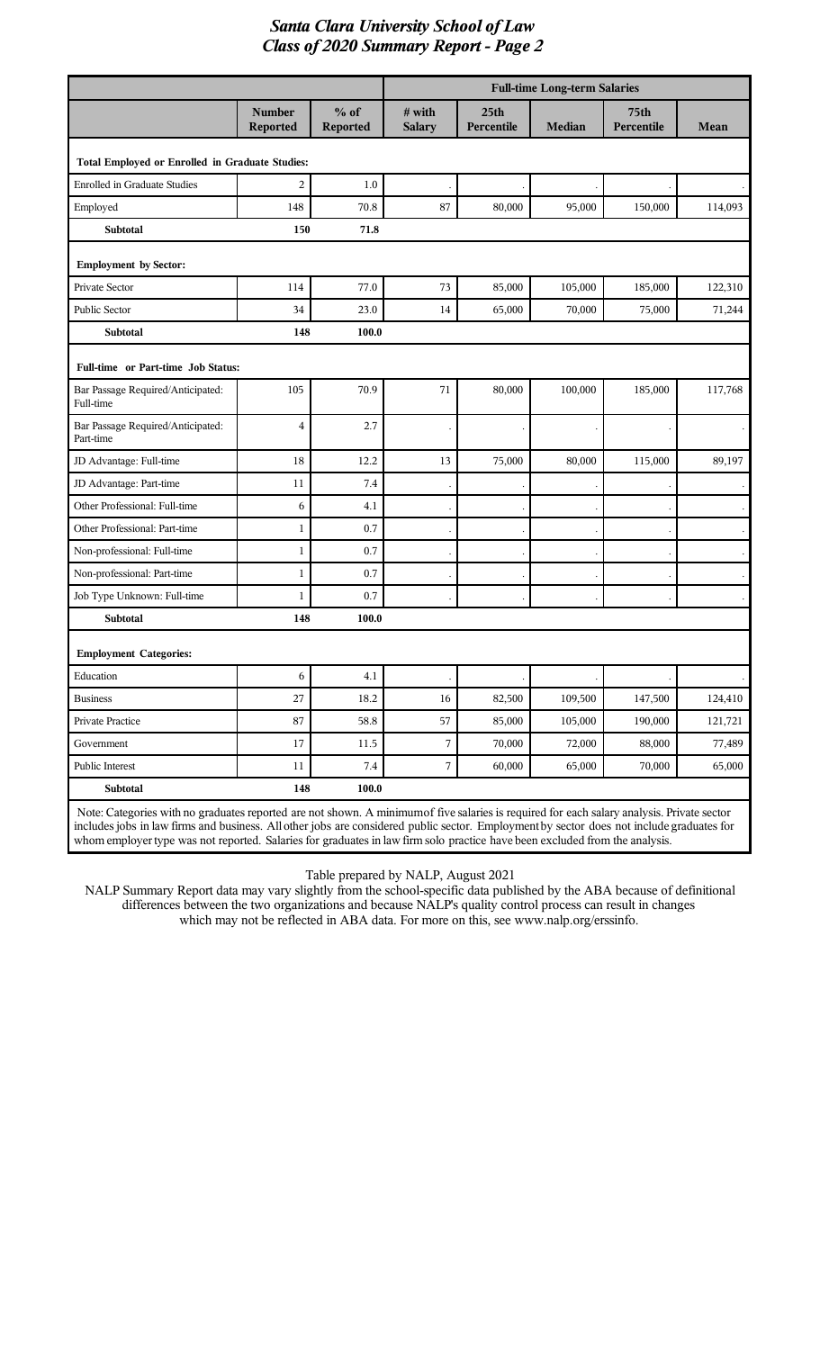# Santa Clara University School of Law
## Class of 2020 Summary Report - Page 2

| | Number Reported | % of Reported | Full-time Long-term Salaries: # with Salary | 25th Percentile | Median | 75th Percentile | Mean |
|---|---|---|---|---|---|---|---|
| **Total Employed or Enrolled in Graduate Studies:** | | | | | | | |
| Enrolled in Graduate Studies | 2 | 1.0 | . | . | . | . | . |
| Employed | 148 | 70.8 | 87 | 80,000 | 95,000 | 150,000 | 114,093 |
| **Subtotal** | **150** | **71.8** | | | | | |
| **Employment by Sector:** | | | | | | | |
| Private Sector | 114 | 77.0 | 73 | 85,000 | 105,000 | 185,000 | 122,310 |
| Public Sector | 34 | 23.0 | 14 | 65,000 | 70,000 | 75,000 | 71,244 |
| **Subtotal** | **148** | **100.0** | | | | | |
| **Full-time or Part-time Job Status:** | | | | | | | |
| Bar Passage Required/Anticipated: Full-time | 105 | 70.9 | 71 | 80,000 | 100,000 | 185,000 | 117,768 |
| Bar Passage Required/Anticipated: Part-time | 4 | 2.7 | . | . | . | . | . |
| JD Advantage: Full-time | 18 | 12.2 | 13 | 75,000 | 80,000 | 115,000 | 89,197 |
| JD Advantage: Part-time | 11 | 7.4 | . | . | . | . | . |
| Other Professional: Full-time | 6 | 4.1 | . | . | . | . | . |
| Other Professional: Part-time | 1 | 0.7 | . | . | . | . | . |
| Non-professional: Full-time | 1 | 0.7 | . | . | . | . | . |
| Non-professional: Part-time | 1 | 0.7 | . | . | . | . | . |
| Job Type Unknown: Full-time | 1 | 0.7 | . | . | . | . | . |
| **Subtotal** | **148** | **100.0** | | | | | |
| **Employment Categories:** | | | | | | | |
| Education | 6 | 4.1 | . | . | . | . | . |
| Business | 27 | 18.2 | 16 | 82,500 | 109,500 | 147,500 | 124,410 |
| Private Practice | 87 | 58.8 | 57 | 85,000 | 105,000 | 190,000 | 121,721 |
| Government | 17 | 11.5 | 7 | 70,000 | 72,000 | 88,000 | 77,489 |
| Public Interest | 11 | 7.4 | 7 | 60,000 | 65,000 | 70,000 | 65,000 |
| **Subtotal** | **148** | **100.0** | | | | | |

Note: Categories with no graduates reported are not shown. A minimum of five salaries is required for each salary analysis. Private sector includes jobs in law firms and business. All other jobs are considered public sector. Employment by sector does not include graduates for whom employer type was not reported. Salaries for graduates in law firm solo practice have been excluded from the analysis.

Table prepared by NALP, August 2021

NALP Summary Report data may vary slightly from the school-specific data published by the ABA because of definitional differences between the two organizations and because NALP's quality control process can result in changes which may not be reflected in ABA data. For more on this, see www.nalp.org/erssinfo.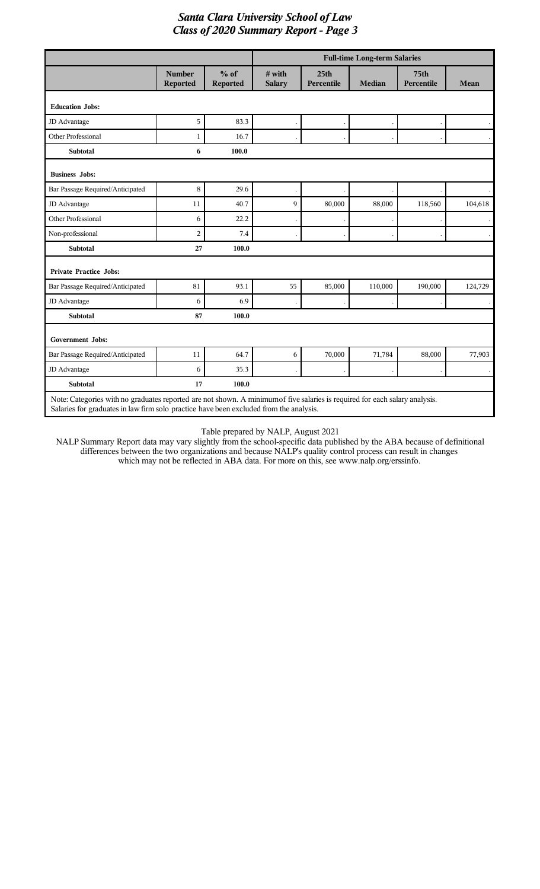# Santa Clara University School of Law
## Class of 2020 Summary Report - Page 3

| | Number Reported | % of Reported | Full-time Long-term Salaries | | | | |
|---|---|---|---|---|---|---|---|
| | | | # with Salary | 25th Percentile | Median | 75th Percentile | Mean |
| **Education Jobs:** | | | | | | | |
| JD Advantage | 5 | 83.3 | . | . | . | . | . |
| Other Professional | 1 | 16.7 | . | . | . | . | . |
| **Subtotal** | **6** | **100.0** | | | | | |
| **Business Jobs:** | | | | | | | |
| Bar Passage Required/Anticipated | 8 | 29.6 | . | . | . | . | . |
| JD Advantage | 11 | 40.7 | 9 | 80,000 | 88,000 | 118,560 | 104,618 |
| Other Professional | 6 | 22.2 | . | . | . | . | . |
| Non-professional | 2 | 7.4 | . | . | . | . | . |
| **Subtotal** | **27** | **100.0** | | | | | |
| **Private Practice Jobs:** | | | | | | | |
| Bar Passage Required/Anticipated | 81 | 93.1 | 55 | 85,000 | 110,000 | 190,000 | 124,729 |
| JD Advantage | 6 | 6.9 | . | . | . | . | . |
| **Subtotal** | **87** | **100.0** | | | | | |
| **Government Jobs:** | | | | | | | |
| Bar Passage Required/Anticipated | 11 | 64.7 | 6 | 70,000 | 71,784 | 88,000 | 77,903 |
| JD Advantage | 6 | 35.3 | . | . | . | . | . |
| **Subtotal** | **17** | **100.0** | | | | | |

Note: Categories with no graduates reported are not shown. A minimumof five salaries is required for each salary analysis. Salaries for graduates in law firm solo practice have been excluded from the analysis.

Table prepared by NALP, August 2021

NALP Summary Report data may vary slightly from the school-specific data published by the ABA because of definitional differences between the two organizations and because NALP's quality control process can result in changes which may not be reflected in ABA data. For more on this, see www.nalp.org/erssinfo.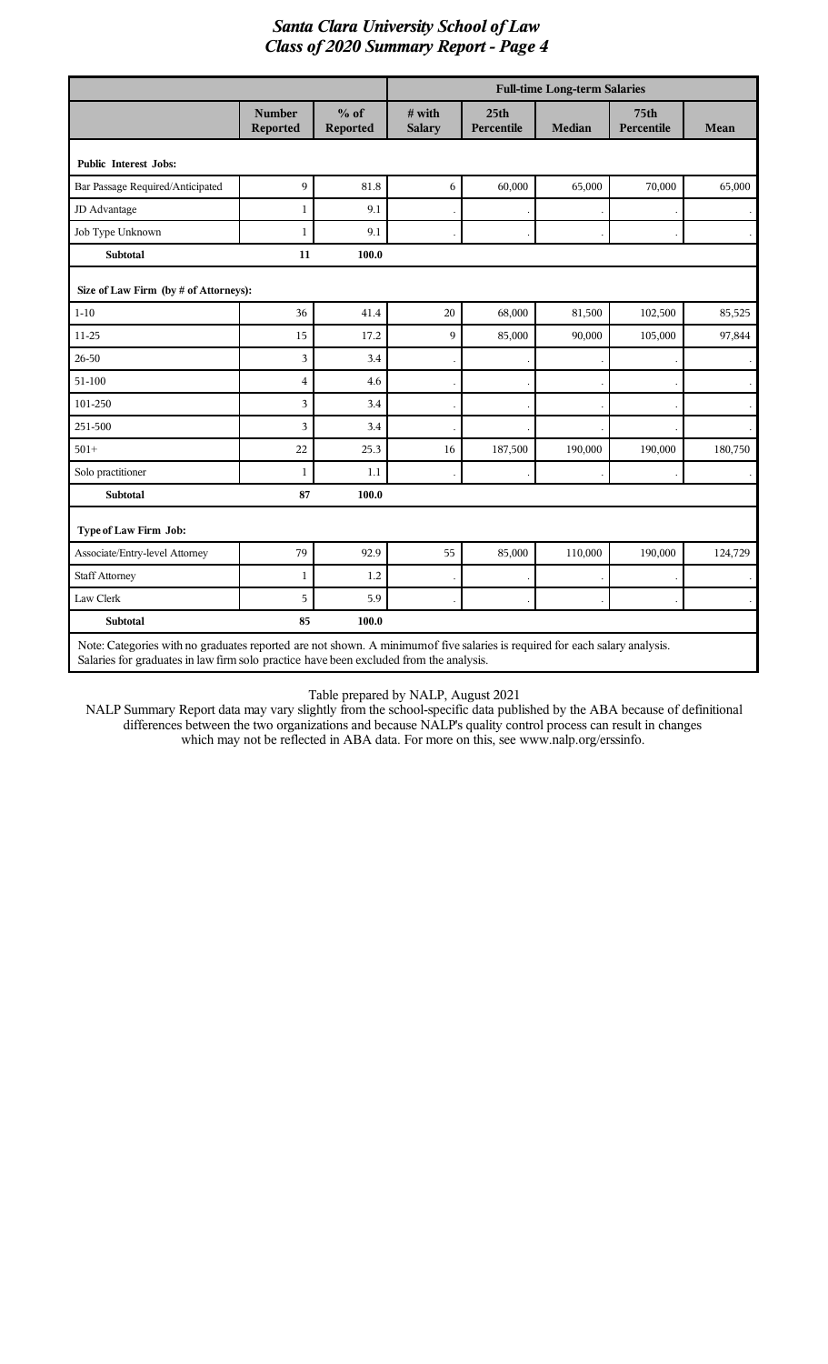# Santa Clara University School of Law
## Class of 2020 Summary Report - Page 4

| | | | Full-time Long-term Salaries | | | | |
|---|---|---|---|---|---|---|---|
| | Number Reported | % of Reported | # with Salary | 25th Percentile | Median | 75th Percentile | Mean |
| **Public Interest Jobs:** | | | | | | | |
| Bar Passage Required/Anticipated | 9 | 81.8 | 6 | 60,000 | 65,000 | 70,000 | 65,000 |
| JD Advantage | 1 | 9.1 | . | . | . | . | . |
| Job Type Unknown | 1 | 9.1 | . | . | . | . | . |
| **Subtotal** | **11** | **100.0** | | | | | |
| **Size of Law Firm (by # of Attorneys):** | | | | | | | |
| 1-10 | 36 | 41.4 | 20 | 68,000 | 81,500 | 102,500 | 85,525 |
| 11-25 | 15 | 17.2 | 9 | 85,000 | 90,000 | 105,000 | 97,844 |
| 26-50 | 3 | 3.4 | . | . | . | . | . |
| 51-100 | 4 | 4.6 | . | . | . | . | . |
| 101-250 | 3 | 3.4 | . | . | . | . | . |
| 251-500 | 3 | 3.4 | . | . | . | . | . |
| 501+ | 22 | 25.3 | 16 | 187,500 | 190,000 | 190,000 | 180,750 |
| Solo practitioner | 1 | 1.1 | . | . | . | . | . |
| **Subtotal** | **87** | **100.0** | | | | | |
| **Type of Law Firm Job:** | | | | | | | |
| Associate/Entry-level Attorney | 79 | 92.9 | 55 | 85,000 | 110,000 | 190,000 | 124,729 |
| Staff Attorney | 1 | 1.2 | . | . | . | . | . |
| Law Clerk | 5 | 5.9 | . | . | . | . | . |
| **Subtotal** | **85** | **100.0** | | | | | |

Note: Categories with no graduates reported are not shown. A minimum of five salaries is required for each salary analysis. Salaries for graduates in law firm solo practice have been excluded from the analysis.

Table prepared by NALP, August 2021

NALP Summary Report data may vary slightly from the school-specific data published by the ABA because of definitional differences between the two organizations and because NALP's quality control process can result in changes which may not be reflected in ABA data. For more on this, see www.nalp.org/erssinfo.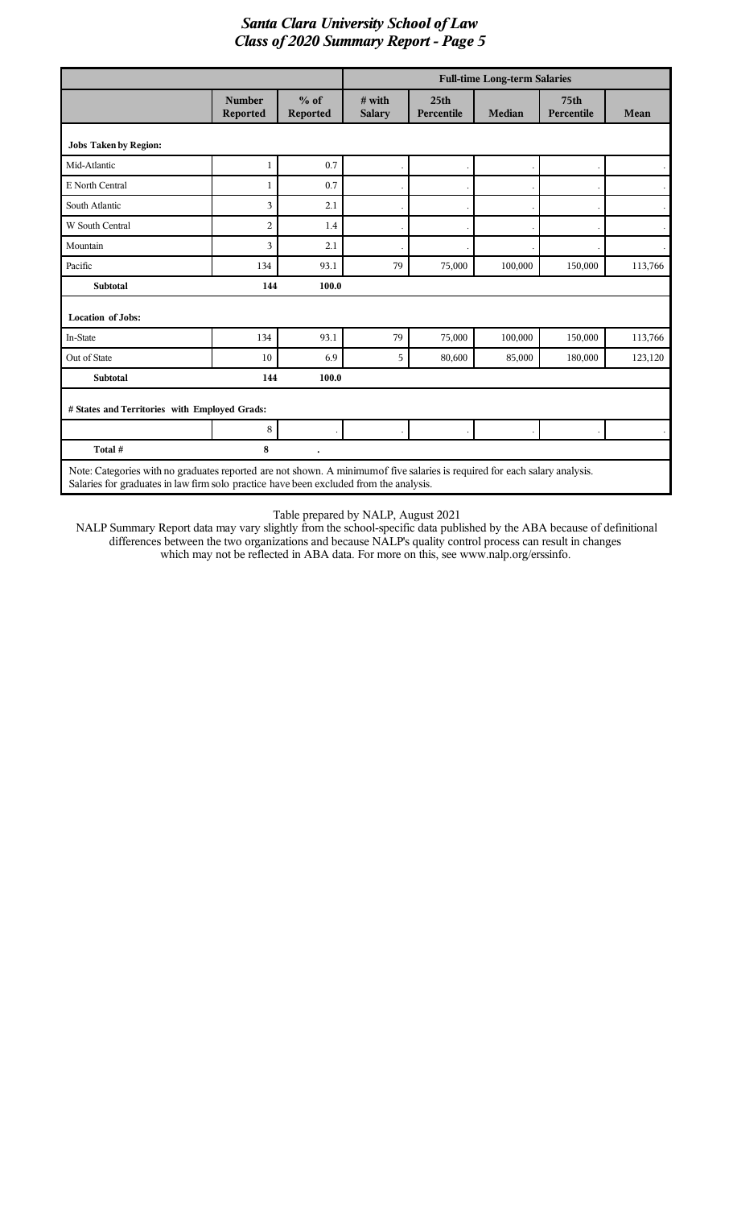# *Santa Clara University School of Law*
# *Class of 2020 Summary Report - Page 5*

| | Number Reported | % of Reported | Full-time Long-term Salaries | | | | |
|---|---|---|---|---|---|---|---|
| | | | # with Salary | 25th Percentile | Median | 75th Percentile | Mean |
| **Jobs Taken by Region:** | | | | | | | |
| Mid-Atlantic | 1 | 0.7 | . | . | . | . | . |
| E North Central | 1 | 0.7 | . | . | . | . | . |
| South Atlantic | 3 | 2.1 | . | . | . | . | . |
| W South Central | 2 | 1.4 | . | . | . | . | . |
| Mountain | 3 | 2.1 | . | . | . | . | . |
| Pacific | 134 | 93.1 | 79 | 75,000 | 100,000 | 150,000 | 113,766 |
| **Subtotal** | **144** | **100.0** | | | | | |
| **Location of Jobs:** | | | | | | | |
| In-State | 134 | 93.1 | 79 | 75,000 | 100,000 | 150,000 | 113,766 |
| Out of State | 10 | 6.9 | 5 | 80,600 | 85,000 | 180,000 | 123,120 |
| **Subtotal** | **144** | **100.0** | | | | | |
| **# States and Territories with Employed Grads:** | | | | | | | |
| | 8 | . | . | . | . | . | . |
| **Total #** | **8** | **.** | | | | | |

Note: Categories with no graduates reported are not shown. A minimum of five salaries is required for each salary analysis. Salaries for graduates in law firm solo practice have been excluded from the analysis.

Table prepared by NALP, August 2021

NALP Summary Report data may vary slightly from the school-specific data published by the ABA because of definitional differences between the two organizations and because NALP's quality control process can result in changes which may not be reflected in ABA data. For more on this, see www.nalp.org/erssinfo.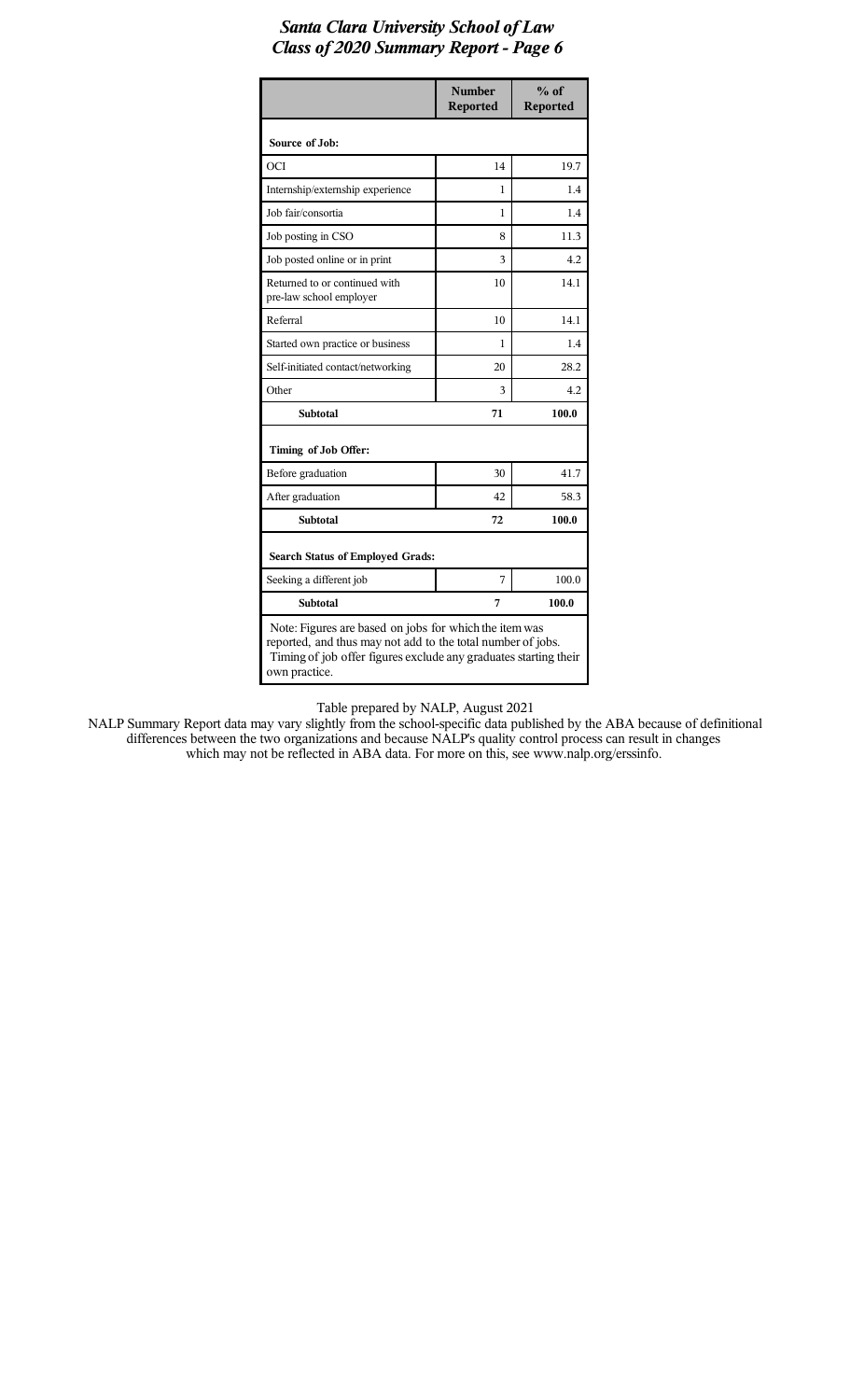# *Santa Clara University School of Law*
# *Class of 2020 Summary Report - Page 6*

| | Number Reported | % of Reported |
|---|---|---|
| **Source of Job:** | | |
| OCI | 14 | 19.7 |
| Internship/externship experience | 1 | 1.4 |
| Job fair/consortia | 1 | 1.4 |
| Job posting in CSO | 8 | 11.3 |
| Job posted online or in print | 3 | 4.2 |
| Returned to or continued with pre-law school employer | 10 | 14.1 |
| Referral | 10 | 14.1 |
| Started own practice or business | 1 | 1.4 |
| Self-initiated contact/networking | 20 | 28.2 |
| Other | 3 | 4.2 |
| **Subtotal** | **71** | **100.0** |
| **Timing of Job Offer:** | | |
| Before graduation | 30 | 41.7 |
| After graduation | 42 | 58.3 |
| **Subtotal** | **72** | **100.0** |
| **Search Status of Employed Grads:** | | |
| Seeking a different job | 7 | 100.0 |
| **Subtotal** | **7** | **100.0** |

Note: Figures are based on jobs for which the item was reported, and thus may not add to the total number of jobs. Timing of job offer figures exclude any graduates starting their own practice.

Table prepared by NALP, August 2021

NALP Summary Report data may vary slightly from the school-specific data published by the ABA because of definitional differences between the two organizations and because NALP's quality control process can result in changes which may not be reflected in ABA data. For more on this, see www.nalp.org/erssinfo.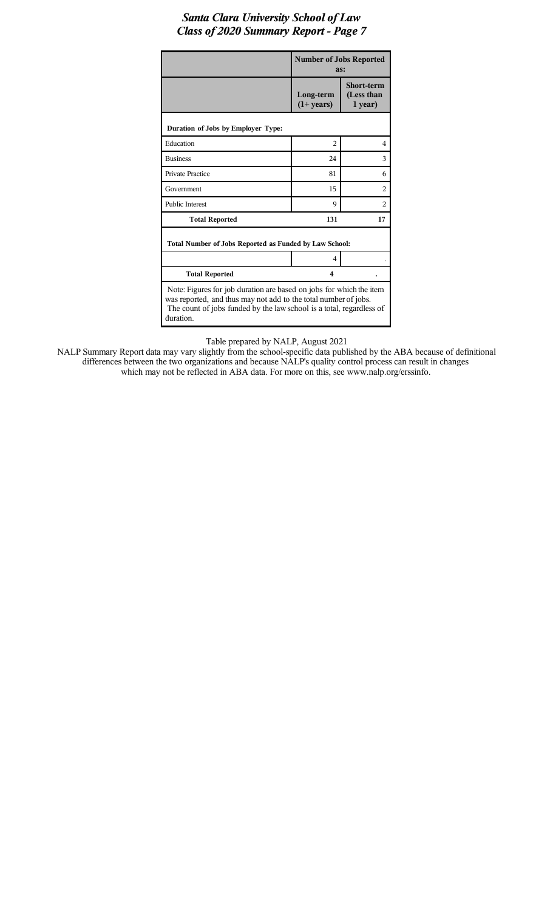# *Santa Clara University School of Law*
# *Class of 2020 Summary Report - Page 7*

| | **Number of Jobs Reported as:** | |
|---|---|---|
| | **Long-term (1+ years)** | **Short-term (Less than 1 year)** |
| **Duration of Jobs by Employer Type:** | | |
| Education | 2 | 4 |
| Business | 24 | 3 |
| Private Practice | 81 | 6 |
| Government | 15 | 2 |
| Public Interest | 9 | 2 |
| **Total Reported** | **131** | **17** |
| **Total Number of Jobs Reported as Funded by Law School:** | | |
| | 4 | . |
| **Total Reported** | **4** | **.** |

Note: Figures for job duration are based on jobs for which the item was reported, and thus may not add to the total number of jobs. The count of jobs funded by the law school is a total, regardless of duration.

Table prepared by NALP, August 2021

NALP Summary Report data may vary slightly from the school-specific data published by the ABA because of definitional differences between the two organizations and because NALP's quality control process can result in changes which may not be reflected in ABA data. For more on this, see www.nalp.org/erssinfo.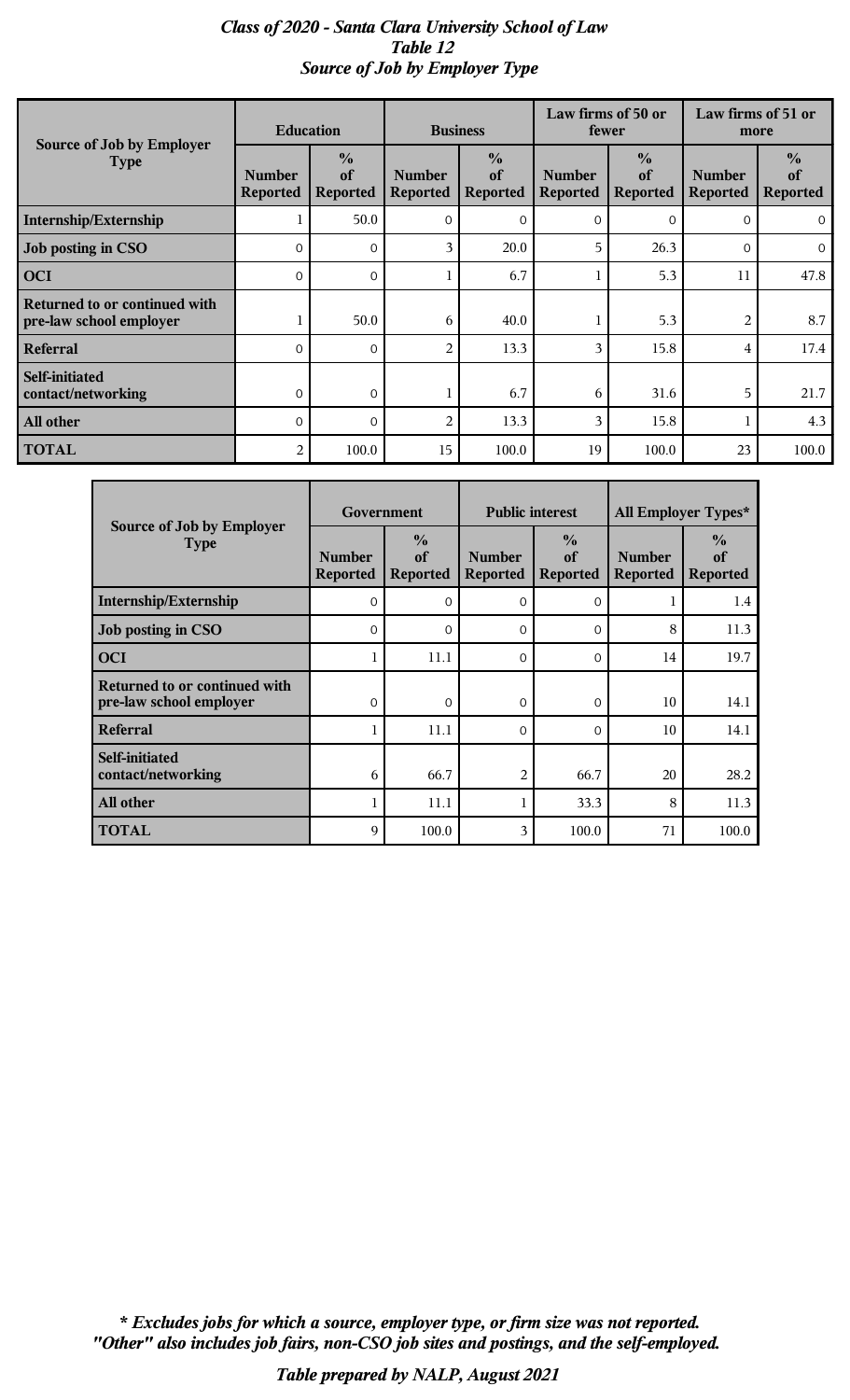# *Class of 2020 - Santa Clara University School of Law*
## *Table 12*
## *Source of Job by Employer Type*

| Source of Job by Employer Type | Education | | Business | | Law firms of 50 or fewer | | Law firms of 51 or more | |
|---|---|---|---|---|---|---|---|---|
| | Number Reported | % of Reported | Number Reported | % of Reported | Number Reported | % of Reported | Number Reported | % of Reported |
| **Internship/Externship** | 1 | 50.0 | 0 | 0 | 0 | 0 | 0 | 0 |
| **Job posting in CSO** | 0 | 0 | 3 | 20.0 | 5 | 26.3 | 0 | 0 |
| **OCI** | 0 | 0 | 1 | 6.7 | 1 | 5.3 | 11 | 47.8 |
| **Returned to or continued with pre-law school employer** | 1 | 50.0 | 6 | 40.0 | 1 | 5.3 | 2 | 8.7 |
| **Referral** | 0 | 0 | 2 | 13.3 | 3 | 15.8 | 4 | 17.4 |
| **Self-initiated contact/networking** | 0 | 0 | 1 | 6.7 | 6 | 31.6 | 5 | 21.7 |
| **All other** | 0 | 0 | 2 | 13.3 | 3 | 15.8 | 1 | 4.3 |
| **TOTAL** | 2 | 100.0 | 15 | 100.0 | 19 | 100.0 | 23 | 100.0 |

| Source of Job by Employer Type | Government | | Public interest | | All Employer Types* | |
|---|---|---|---|---|---|---|
| | Number Reported | % of Reported | Number Reported | % of Reported | Number Reported | % of Reported |
| **Internship/Externship** | 0 | 0 | 0 | 0 | 1 | 1.4 |
| **Job posting in CSO** | 0 | 0 | 0 | 0 | 8 | 11.3 |
| **OCI** | 1 | 11.1 | 0 | 0 | 14 | 19.7 |
| **Returned to or continued with pre-law school employer** | 0 | 0 | 0 | 0 | 10 | 14.1 |
| **Referral** | 1 | 11.1 | 0 | 0 | 10 | 14.1 |
| **Self-initiated contact/networking** | 6 | 66.7 | 2 | 66.7 | 20 | 28.2 |
| **All other** | 1 | 11.1 | 1 | 33.3 | 8 | 11.3 |
| **TOTAL** | 9 | 100.0 | 3 | 100.0 | 71 | 100.0 |

***\* Excludes jobs for which a source, employer type, or firm size was not reported.***
***"Other" also includes job fairs, non-CSO job sites and postings, and the self-employed.***

***Table prepared by NALP, August 2021***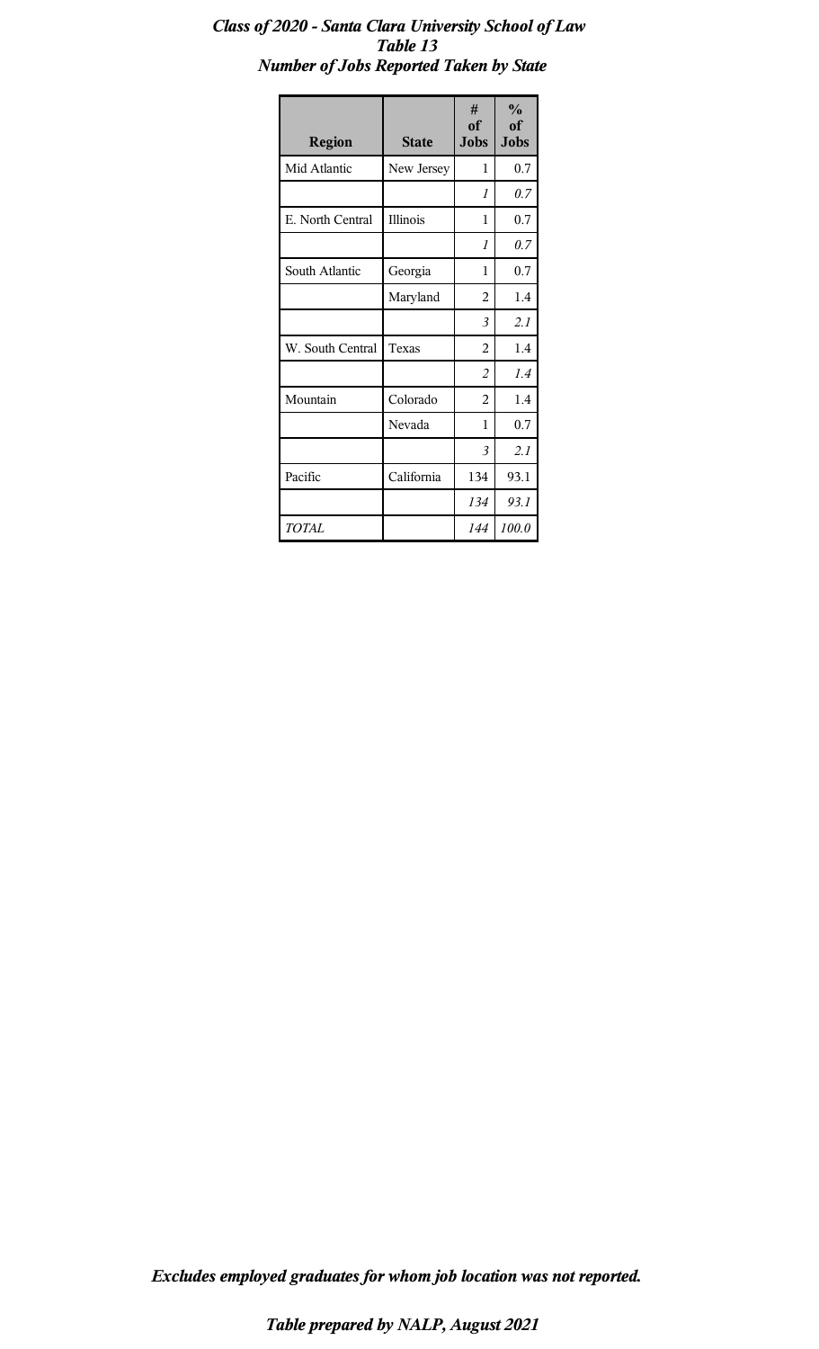***Class of 2020 - Santa Clara University School of Law***
***Table 13***
***Number of Jobs Reported Taken by State***

| Region | State | # of Jobs | % of Jobs |
|---|---|---|---|
| Mid Atlantic | New Jersey | 1 | 0.7 |
| | | *1* | *0.7* |
| E. North Central | Illinois | 1 | 0.7 |
| | | *1* | *0.7* |
| South Atlantic | Georgia | 1 | 0.7 |
| | Maryland | 2 | 1.4 |
| | | *3* | *2.1* |
| W. South Central | Texas | 2 | 1.4 |
| | | *2* | *1.4* |
| Mountain | Colorado | 2 | 1.4 |
| | Nevada | 1 | 0.7 |
| | | *3* | *2.1* |
| Pacific | California | 134 | 93.1 |
| | | *134* | *93.1* |
| *TOTAL* | | *144* | *100.0* |

***Excludes employed graduates for whom job location was not reported.***

***Table prepared by NALP, August 2021***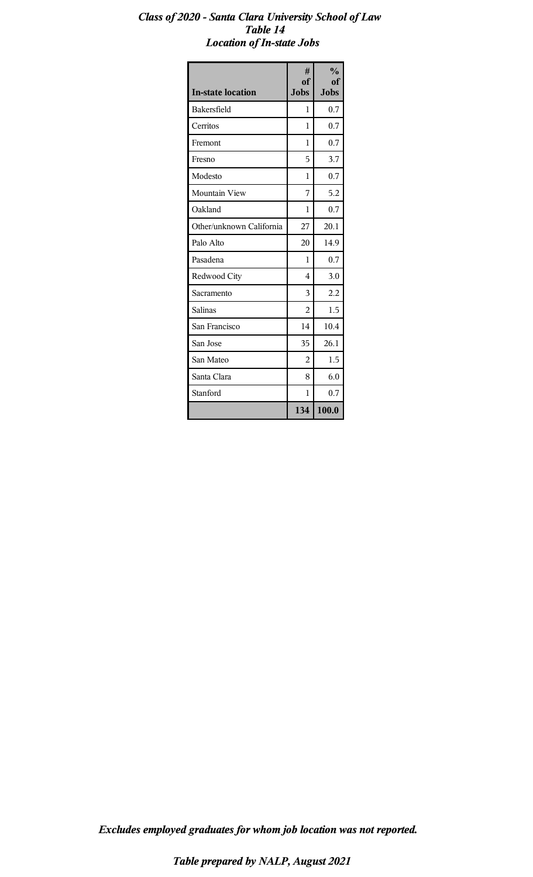***Class of 2020 - Santa Clara University School of Law***
***Table 14***
***Location of In-state Jobs***

| In-state location | # of Jobs | % of Jobs |
|---|---|---|
| Bakersfield | 1 | 0.7 |
| Cerritos | 1 | 0.7 |
| Fremont | 1 | 0.7 |
| Fresno | 5 | 3.7 |
| Modesto | 1 | 0.7 |
| Mountain View | 7 | 5.2 |
| Oakland | 1 | 0.7 |
| Other/unknown California | 27 | 20.1 |
| Palo Alto | 20 | 14.9 |
| Pasadena | 1 | 0.7 |
| Redwood City | 4 | 3.0 |
| Sacramento | 3 | 2.2 |
| Salinas | 2 | 1.5 |
| San Francisco | 14 | 10.4 |
| San Jose | 35 | 26.1 |
| San Mateo | 2 | 1.5 |
| Santa Clara | 8 | 6.0 |
| Stanford | 1 | 0.7 |
| | **134** | **100.0** |

***Excludes employed graduates for whom job location was not reported.***

***Table prepared by NALP, August 2021***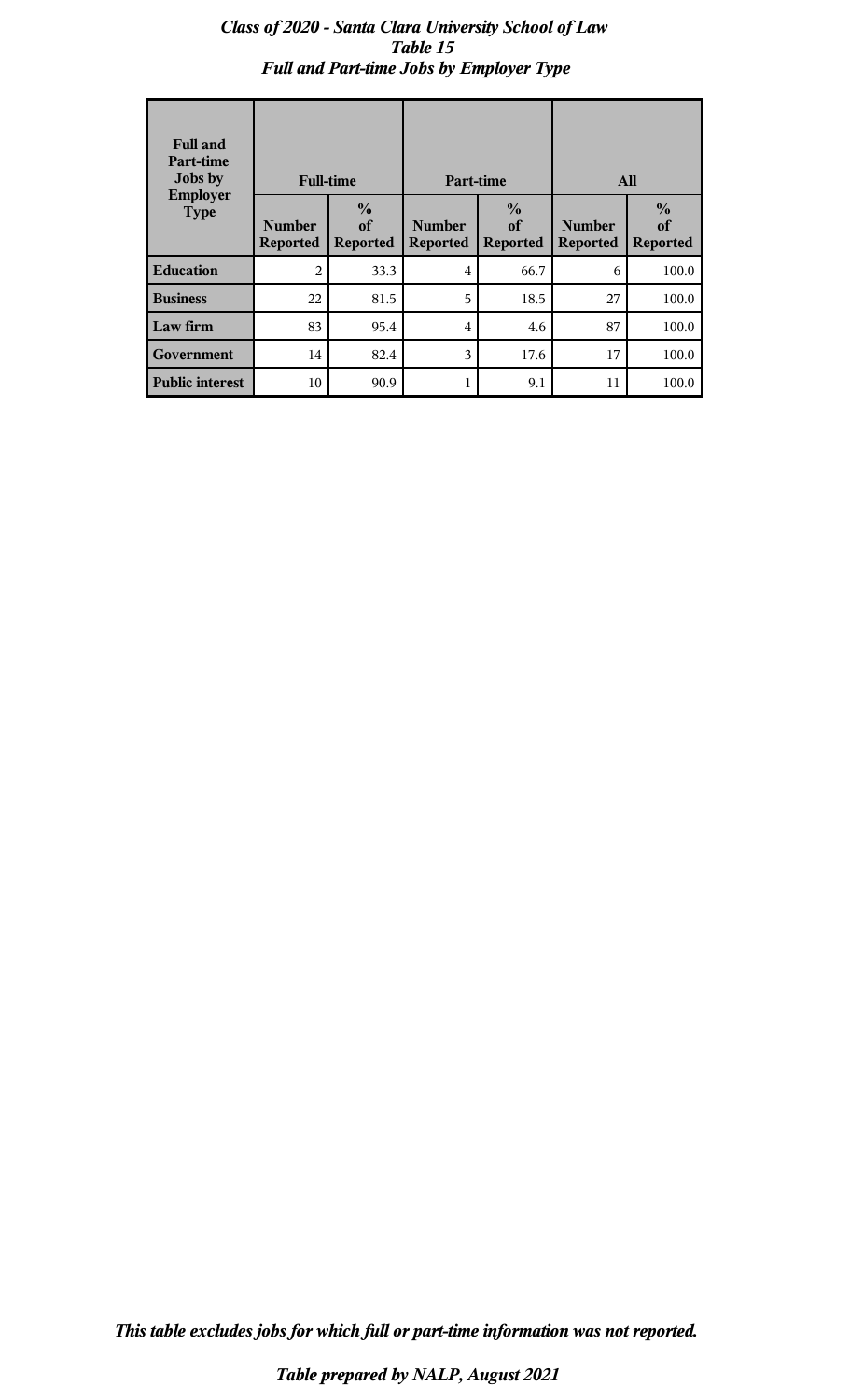***Class of 2020 - Santa Clara University School of Law***
***Table 15***
***Full and Part-time Jobs by Employer Type***

| Full and Part-time Jobs by Employer Type | Full-time | | Part-time | | All | |
|---|---|---|---|---|---|---|
| | Number Reported | % of Reported | Number Reported | % of Reported | Number Reported | % of Reported |
| **Education** | 2 | 33.3 | 4 | 66.7 | 6 | 100.0 |
| **Business** | 22 | 81.5 | 5 | 18.5 | 27 | 100.0 |
| **Law firm** | 83 | 95.4 | 4 | 4.6 | 87 | 100.0 |
| **Government** | 14 | 82.4 | 3 | 17.6 | 17 | 100.0 |
| **Public interest** | 10 | 90.9 | 1 | 9.1 | 11 | 100.0 |

***This table excludes jobs for which full or part-time information was not reported.***

***Table prepared by NALP, August 2021***